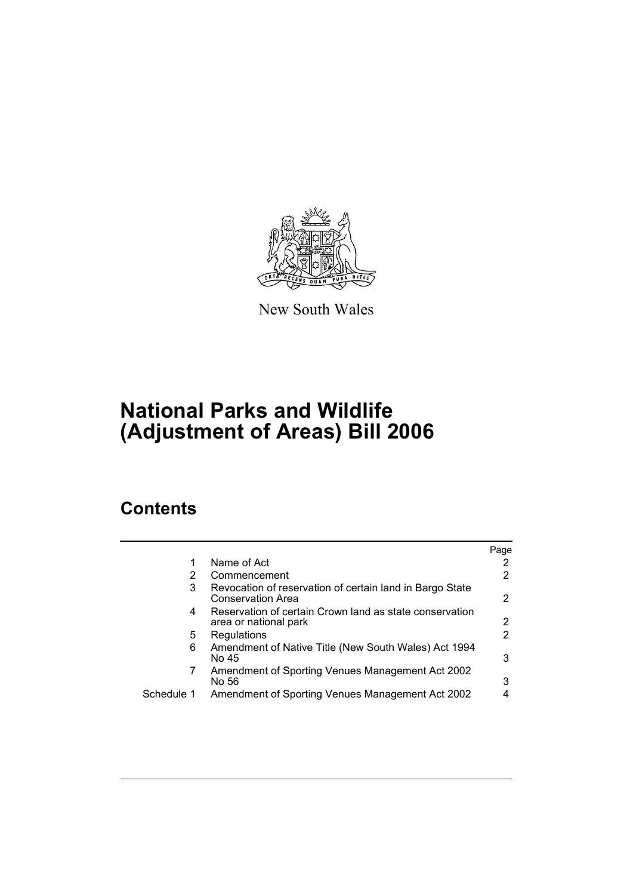New South Wales

# National Parks and Wildlife (Adjustment of Areas) Bill 2006

## Contents

| | | Page |
|---|---|---|
| 1 | Name of Act | 2 |
| 2 | Commencement | 2 |
| 3 | Revocation of reservation of certain land in Bargo State Conservation Area | 2 |
| 4 | Reservation of certain Crown land as state conservation area or national park | 2 |
| 5 | Regulations | 2 |
| 6 | Amendment of Native Title (New South Wales) Act 1994 No 45 | 3 |
| 7 | Amendment of Sporting Venues Management Act 2002 No 56 | 3 |
| Schedule 1 | Amendment of Sporting Venues Management Act 2002 | 4 |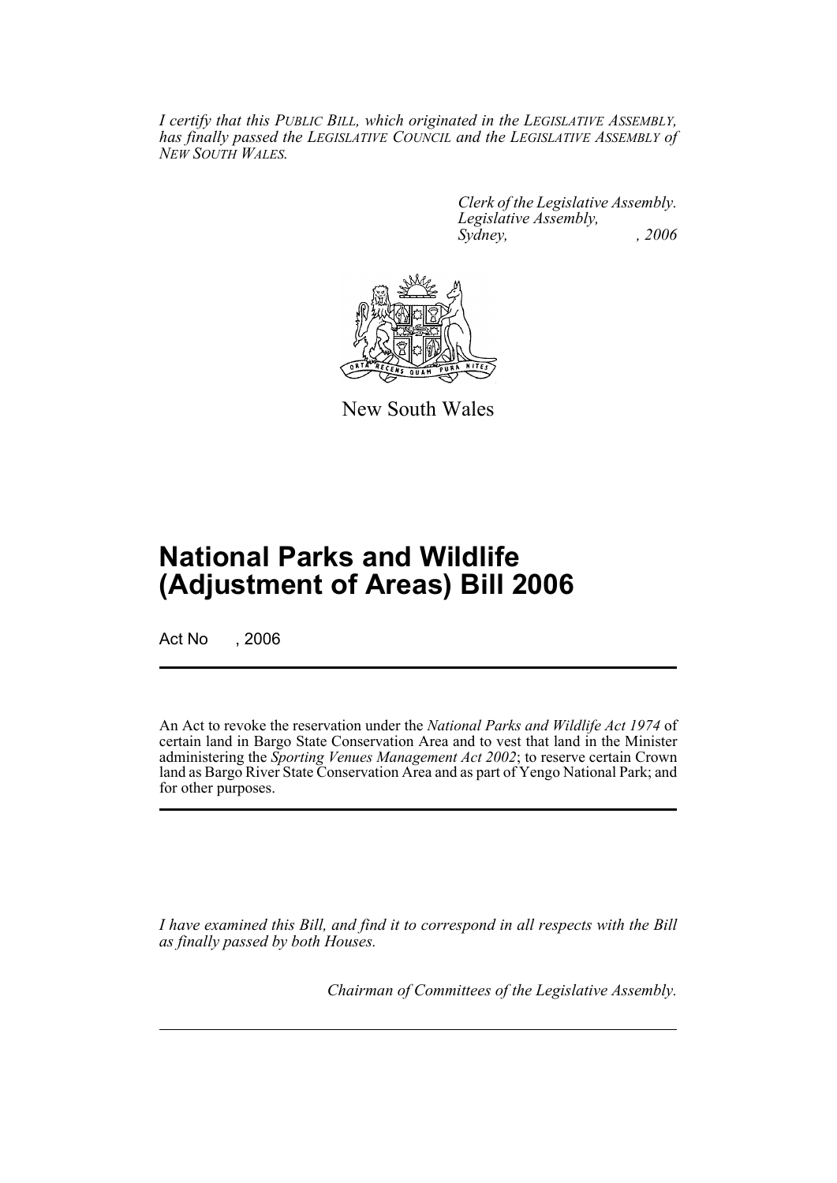*I certify that this PUBLIC BILL, which originated in the LEGISLATIVE ASSEMBLY, has finally passed the LEGISLATIVE COUNCIL and the LEGISLATIVE ASSEMBLY of NEW SOUTH WALES.*

*Clerk of the Legislative Assembly.*
*Legislative Assembly,*
*Sydney, , 2006*

New South Wales

# National Parks and Wildlife (Adjustment of Areas) Bill 2006

Act No , 2006

An Act to revoke the reservation under the *National Parks and Wildlife Act 1974* of certain land in Bargo State Conservation Area and to vest that land in the Minister administering the *Sporting Venues Management Act 2002*; to reserve certain Crown land as Bargo River State Conservation Area and as part of Yengo National Park; and for other purposes.

*I have examined this Bill, and find it to correspond in all respects with the Bill as finally passed by both Houses.*

*Chairman of Committees of the Legislative Assembly.*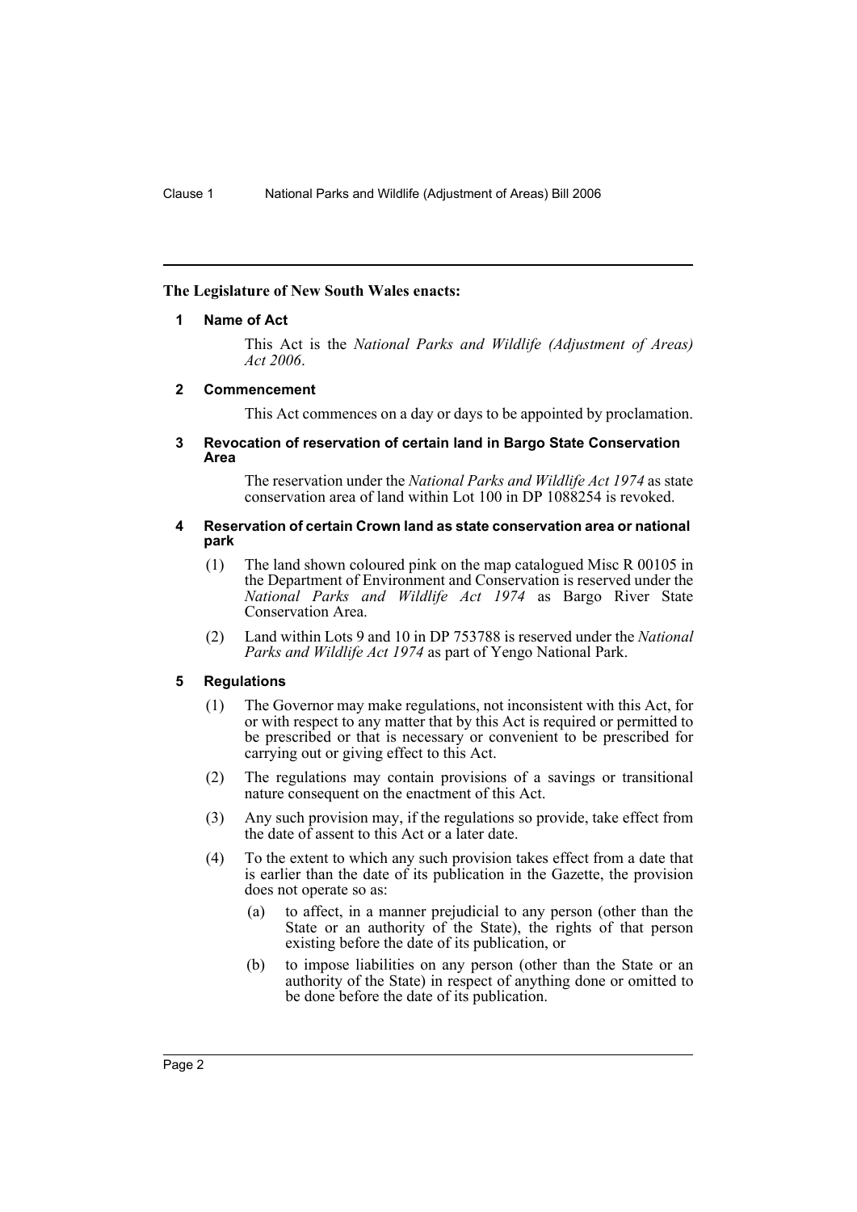**The Legislature of New South Wales enacts:**

**1 Name of Act**

This Act is the *National Parks and Wildlife (Adjustment of Areas) Act 2006*.

**2 Commencement**

This Act commences on a day or days to be appointed by proclamation.

**3 Revocation of reservation of certain land in Bargo State Conservation Area**

The reservation under the *National Parks and Wildlife Act 1974* as state conservation area of land within Lot 100 in DP 1088254 is revoked.

**4 Reservation of certain Crown land as state conservation area or national park**

(1) The land shown coloured pink on the map catalogued Misc R 00105 in the Department of Environment and Conservation is reserved under the *National Parks and Wildlife Act 1974* as Bargo River State Conservation Area.

(2) Land within Lots 9 and 10 in DP 753788 is reserved under the *National Parks and Wildlife Act 1974* as part of Yengo National Park.

**5 Regulations**

(1) The Governor may make regulations, not inconsistent with this Act, for or with respect to any matter that by this Act is required or permitted to be prescribed or that is necessary or convenient to be prescribed for carrying out or giving effect to this Act.

(2) The regulations may contain provisions of a savings or transitional nature consequent on the enactment of this Act.

(3) Any such provision may, if the regulations so provide, take effect from the date of assent to this Act or a later date.

(4) To the extent to which any such provision takes effect from a date that is earlier than the date of its publication in the Gazette, the provision does not operate so as:

(a) to affect, in a manner prejudicial to any person (other than the State or an authority of the State), the rights of that person existing before the date of its publication, or

(b) to impose liabilities on any person (other than the State or an authority of the State) in respect of anything done or omitted to be done before the date of its publication.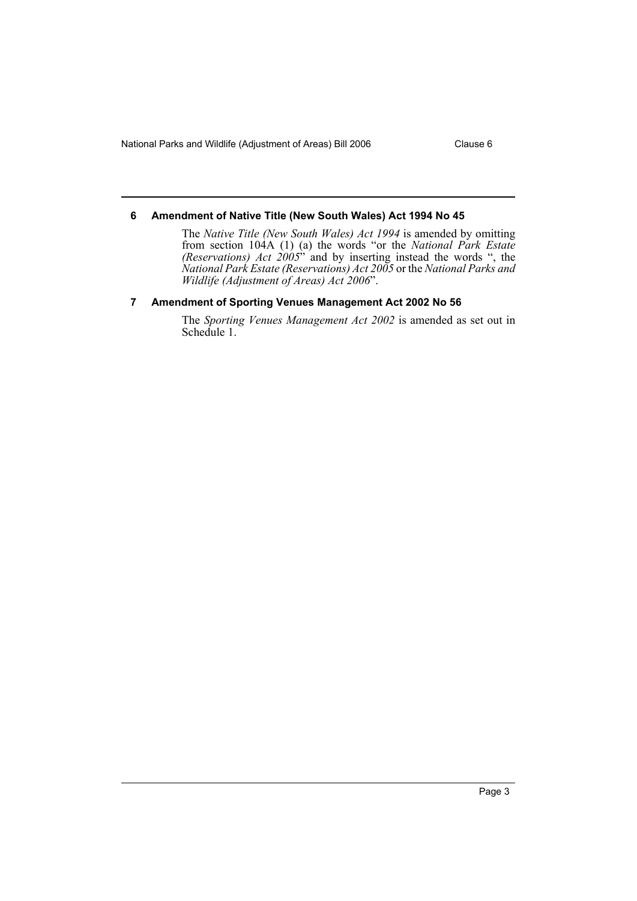### 6 Amendment of Native Title (New South Wales) Act 1994 No 45

The *Native Title (New South Wales) Act 1994* is amended by omitting from section 104A (1) (a) the words "or the *National Park Estate (Reservations) Act 2005*" and by inserting instead the words ", the *National Park Estate (Reservations) Act 2005* or the *National Parks and Wildlife (Adjustment of Areas) Act 2006*".

### 7 Amendment of Sporting Venues Management Act 2002 No 56

The *Sporting Venues Management Act 2002* is amended as set out in Schedule 1.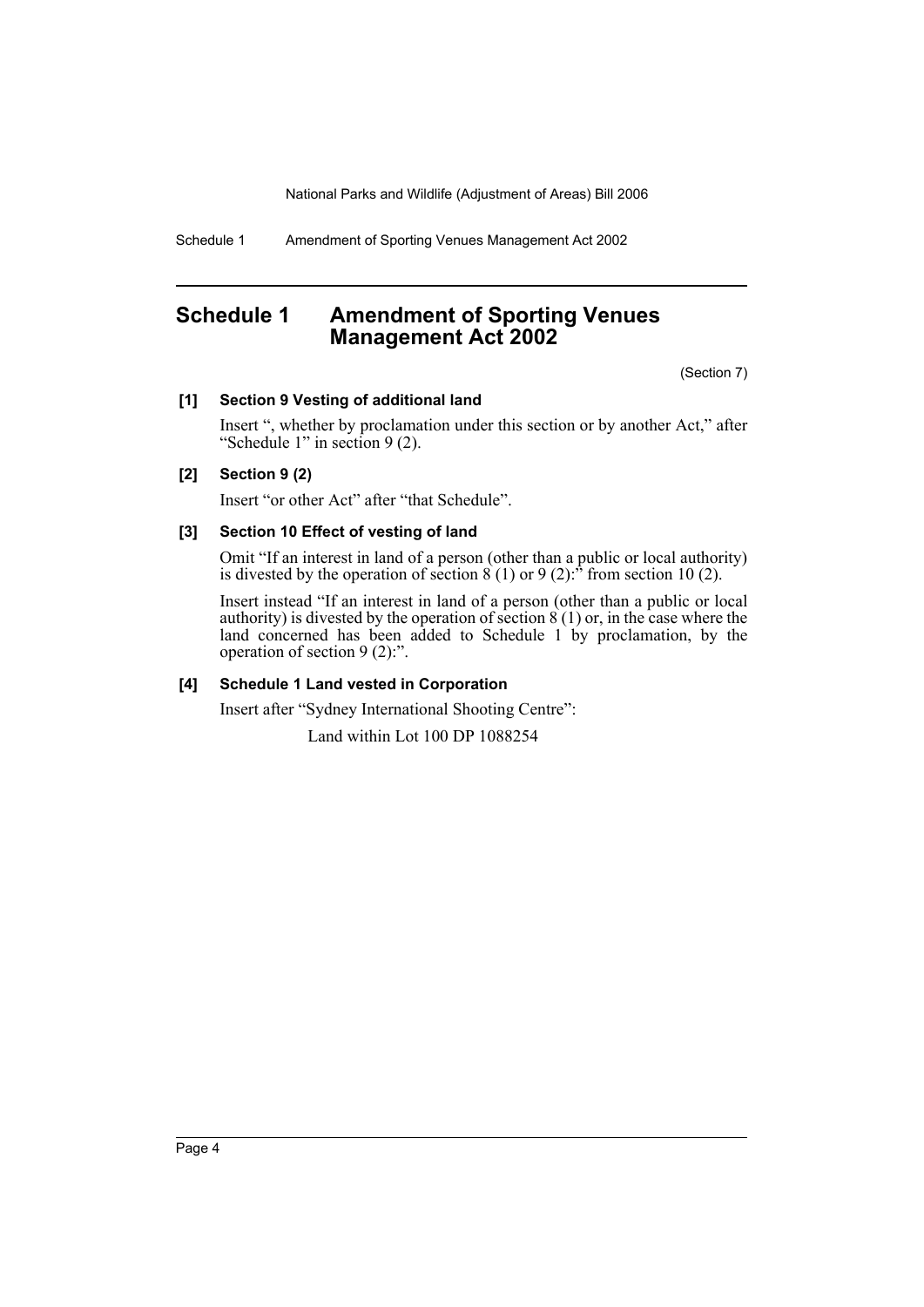# Schedule 1 Amendment of Sporting Venues Management Act 2002

(Section 7)

**[1] Section 9 Vesting of additional land**

Insert ", whether by proclamation under this section or by another Act," after "Schedule 1" in section 9 (2).

**[2] Section 9 (2)**

Insert "or other Act" after "that Schedule".

**[3] Section 10 Effect of vesting of land**

Omit "If an interest in land of a person (other than a public or local authority) is divested by the operation of section 8 (1) or 9 (2):" from section 10 (2).

Insert instead "If an interest in land of a person (other than a public or local authority) is divested by the operation of section 8 (1) or, in the case where the land concerned has been added to Schedule 1 by proclamation, by the operation of section 9 (2):".

**[4] Schedule 1 Land vested in Corporation**

Insert after "Sydney International Shooting Centre":

Land within Lot 100 DP 1088254